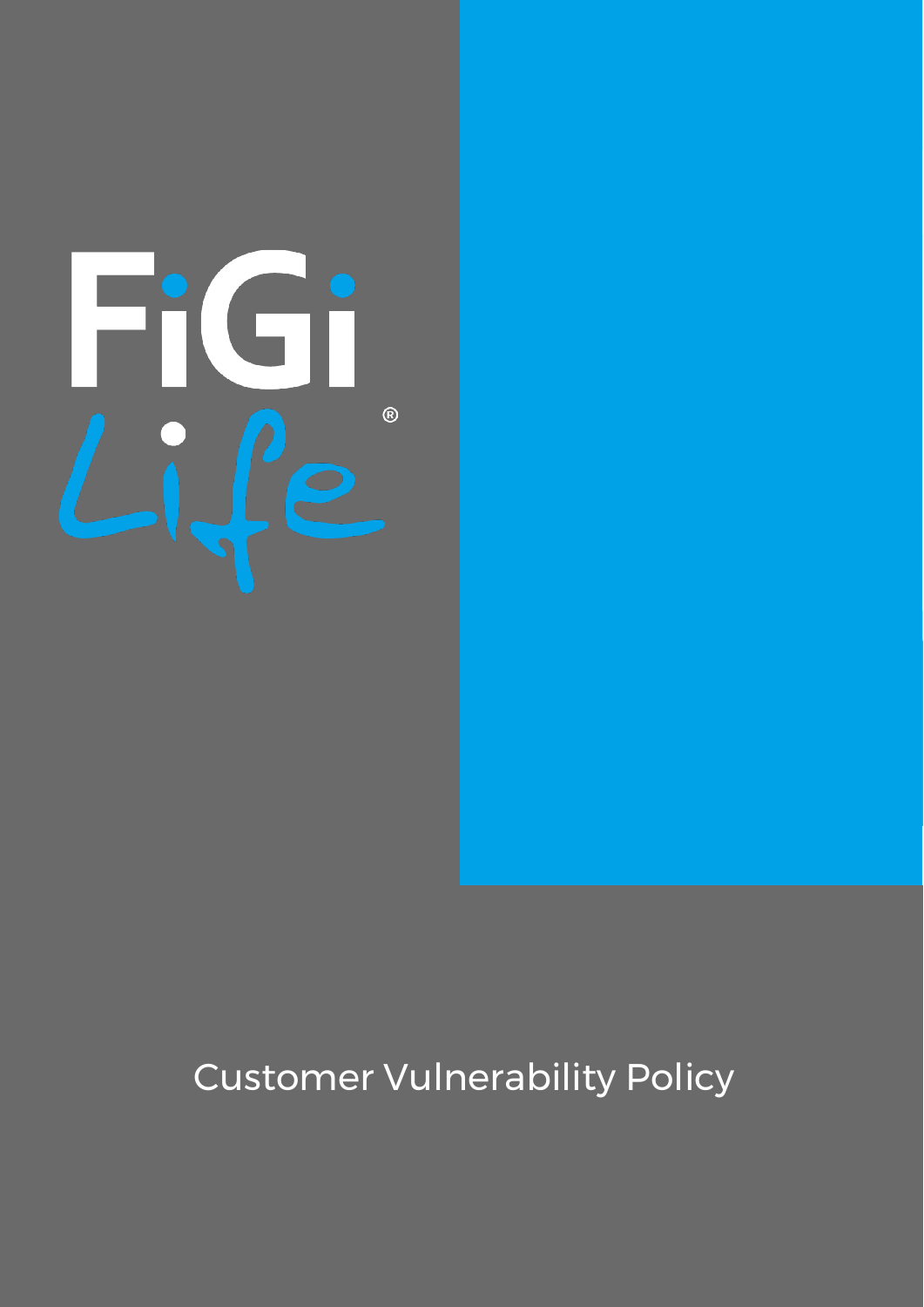FiGi Life®

# Customer Vulnerability Policy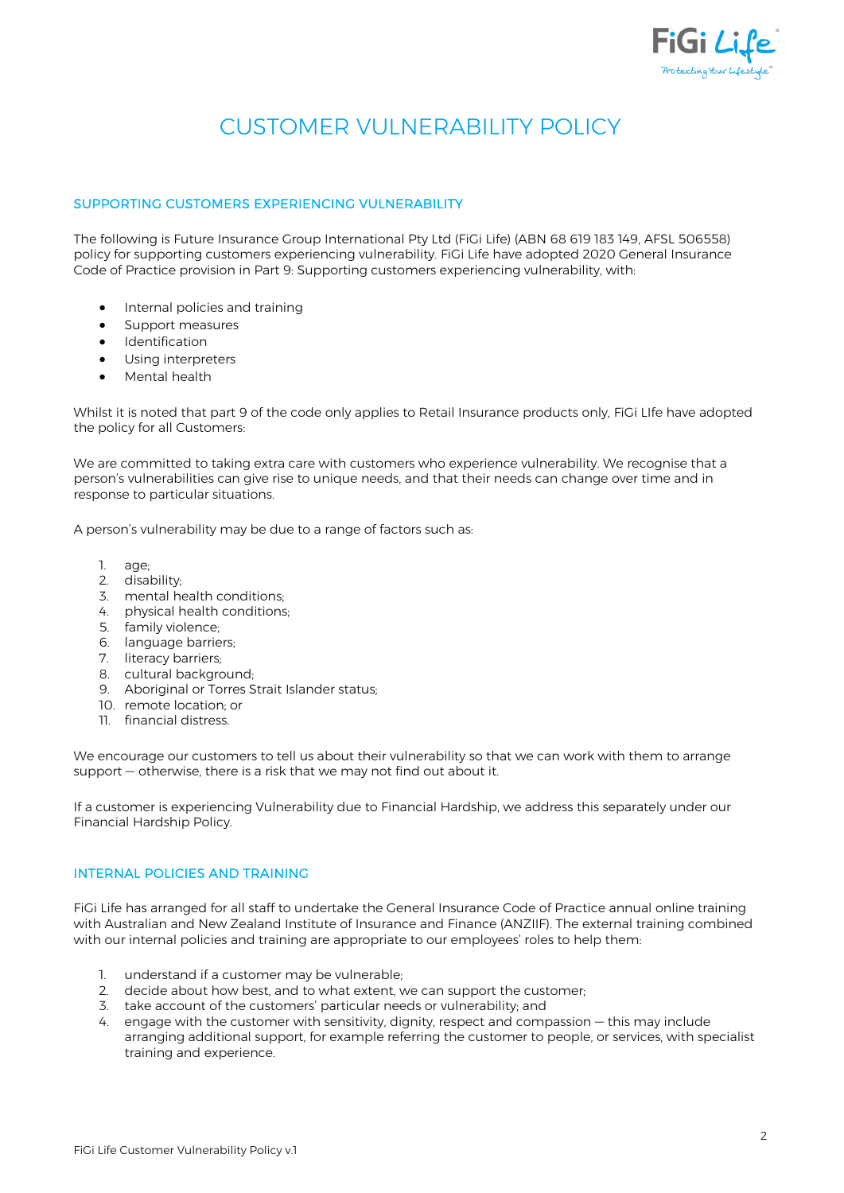# CUSTOMER VULNERABILITY POLICY

## SUPPORTING CUSTOMERS EXPERIENCING VULNERABILITY

The following is Future Insurance Group International Pty Ltd (FiGi Life) (ABN 68 619 183 149, AFSL 506558) policy for supporting customers experiencing vulnerability. FiGi Life have adopted 2020 General Insurance Code of Practice provision in Part 9: Supporting customers experiencing vulnerability, with:

- Internal policies and training
- Support measures
- Identification
- Using interpreters
- Mental health

Whilst it is noted that part 9 of the code only applies to Retail Insurance products only, FiGi LIfe have adopted the policy for all Customers:

We are committed to taking extra care with customers who experience vulnerability. We recognise that a person's vulnerabilities can give rise to unique needs, and that their needs can change over time and in response to particular situations.

A person's vulnerability may be due to a range of factors such as:

1. age;
2. disability;
3. mental health conditions;
4. physical health conditions;
5. family violence;
6. language barriers;
7. literacy barriers;
8. cultural background;
9. Aboriginal or Torres Strait Islander status;
10. remote location; or
11. financial distress.

We encourage our customers to tell us about their vulnerability so that we can work with them to arrange support — otherwise, there is a risk that we may not find out about it.

If a customer is experiencing Vulnerability due to Financial Hardship, we address this separately under our Financial Hardship Policy.

## INTERNAL POLICIES AND TRAINING

FiGi Life has arranged for all staff to undertake the General Insurance Code of Practice annual online training with Australian and New Zealand Institute of Insurance and Finance (ANZIIF). The external training combined with our internal policies and training are appropriate to our employees' roles to help them:

1. understand if a customer may be vulnerable;
2. decide about how best, and to what extent, we can support the customer;
3. take account of the customers' particular needs or vulnerability; and
4. engage with the customer with sensitivity, dignity, respect and compassion — this may include arranging additional support, for example referring the customer to people, or services, with specialist training and experience.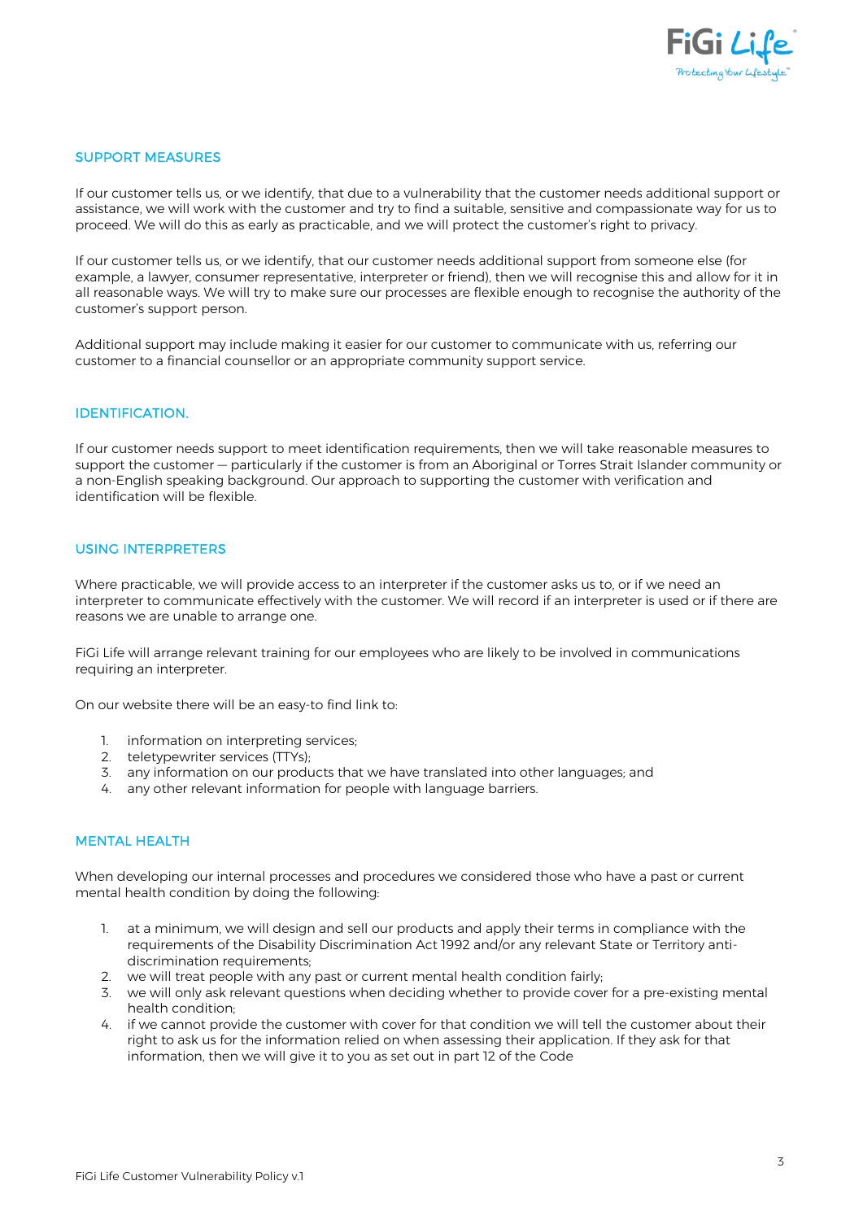## SUPPORT MEASURES

If our customer tells us, or we identify, that due to a vulnerability that the customer needs additional support or assistance, we will work with the customer and try to find a suitable, sensitive and compassionate way for us to proceed. We will do this as early as practicable, and we will protect the customer's right to privacy.

If our customer tells us, or we identify, that our customer needs additional support from someone else (for example, a lawyer, consumer representative, interpreter or friend), then we will recognise this and allow for it in all reasonable ways. We will try to make sure our processes are flexible enough to recognise the authority of the customer's support person.

Additional support may include making it easier for our customer to communicate with us, referring our customer to a financial counsellor or an appropriate community support service.

## IDENTIFICATION.

If our customer needs support to meet identification requirements, then we will take reasonable measures to support the customer — particularly if the customer is from an Aboriginal or Torres Strait Islander community or a non-English speaking background. Our approach to supporting the customer with verification and identification will be flexible.

## USING INTERPRETERS

Where practicable, we will provide access to an interpreter if the customer asks us to, or if we need an interpreter to communicate effectively with the customer. We will record if an interpreter is used or if there are reasons we are unable to arrange one.

FiGi Life will arrange relevant training for our employees who are likely to be involved in communications requiring an interpreter.

On our website there will be an easy-to find link to:

1. information on interpreting services;
2. teletypewriter services (TTYs);
3. any information on our products that we have translated into other languages; and
4. any other relevant information for people with language barriers.

## MENTAL HEALTH

When developing our internal processes and procedures we considered those who have a past or current mental health condition by doing the following:

1. at a minimum, we will design and sell our products and apply their terms in compliance with the requirements of the Disability Discrimination Act 1992 and/or any relevant State or Territory anti-discrimination requirements;
2. we will treat people with any past or current mental health condition fairly;
3. we will only ask relevant questions when deciding whether to provide cover for a pre-existing mental health condition;
4. if we cannot provide the customer with cover for that condition we will tell the customer about their right to ask us for the information relied on when assessing their application. If they ask for that information, then we will give it to you as set out in part 12 of the Code